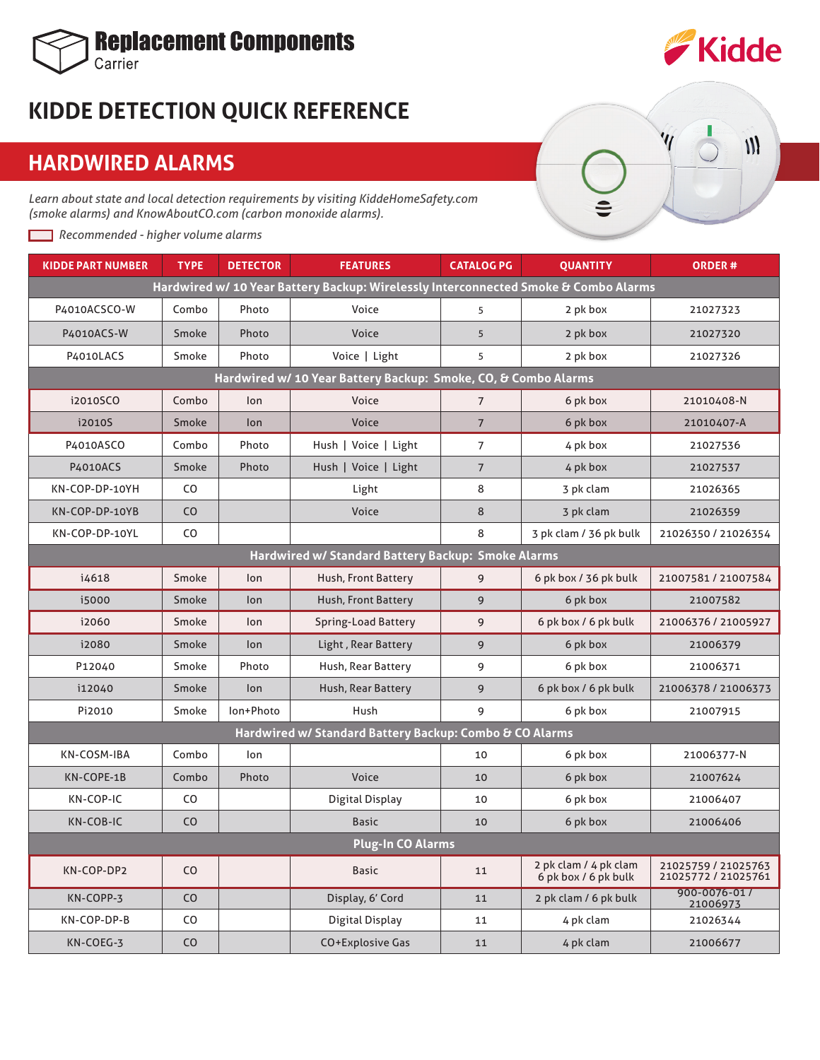Replacement Components
Carrier

Kidde

# KIDDE DETECTION QUICK REFERENCE

## HARDWIRED ALARMS

*Learn about state and local detection requirements by visiting KiddeHomeSafety.com (smoke alarms) and KnowAboutCO.com (carbon monoxide alarms).*

*Recommended - higher volume alarms*

| KIDDE PART NUMBER | TYPE | DETECTOR | FEATURES | CATALOG PG | QUANTITY | ORDER # |
|---|---|---|---|---|---|---|
| **Hardwired w/ 10 Year Battery Backup: Wirelessly Interconnected Smoke & Combo Alarms** | | | | | | |
| P4010ACSCO-W | Combo | Photo | Voice | 5 | 2 pk box | 21027323 |
| P4010ACS-W | Smoke | Photo | Voice | 5 | 2 pk box | 21027320 |
| P4010LACS | Smoke | Photo | Voice \| Light | 5 | 2 pk box | 21027326 |
| **Hardwired w/ 10 Year Battery Backup: Smoke, CO, & Combo Alarms** | | | | | | |
| i2010SCO | Combo | Ion | Voice | 7 | 6 pk box | 21010408-N |
| i2010S | Smoke | Ion | Voice | 7 | 6 pk box | 21010407-A |
| P4010ASCO | Combo | Photo | Hush \| Voice \| Light | 7 | 4 pk box | 21027536 |
| P4010ACS | Smoke | Photo | Hush \| Voice \| Light | 7 | 4 pk box | 21027537 |
| KN-COP-DP-10YH | CO | | Light | 8 | 3 pk clam | 21026365 |
| KN-COP-DP-10YB | CO | | Voice | 8 | 3 pk clam | 21026359 |
| KN-COP-DP-10YL | CO | | | 8 | 3 pk clam / 36 pk bulk | 21026350 / 21026354 |
| **Hardwired w/ Standard Battery Backup: Smoke Alarms** | | | | | | |
| i4618 | Smoke | Ion | Hush, Front Battery | 9 | 6 pk box / 36 pk bulk | 21007581 / 21007584 |
| i5000 | Smoke | Ion | Hush, Front Battery | 9 | 6 pk box | 21007582 |
| i2060 | Smoke | Ion | Spring-Load Battery | 9 | 6 pk box / 6 pk bulk | 21006376 / 21005927 |
| i2080 | Smoke | Ion | Light , Rear Battery | 9 | 6 pk box | 21006379 |
| P12040 | Smoke | Photo | Hush, Rear Battery | 9 | 6 pk box | 21006371 |
| i12040 | Smoke | Ion | Hush, Rear Battery | 9 | 6 pk box / 6 pk bulk | 21006378 / 21006373 |
| Pi2010 | Smoke | Ion+Photo | Hush | 9 | 6 pk box | 21007915 |
| **Hardwired w/ Standard Battery Backup: Combo & CO Alarms** | | | | | | |
| KN-COSM-IBA | Combo | Ion | | 10 | 6 pk box | 21006377-N |
| KN-COPE-1B | Combo | Photo | Voice | 10 | 6 pk box | 21007624 |
| KN-COP-IC | CO | | Digital Display | 10 | 6 pk box | 21006407 |
| KN-COB-IC | CO | | Basic | 10 | 6 pk box | 21006406 |
| **Plug-In CO Alarms** | | | | | | |
| KN-COP-DP2 | CO | | Basic | 11 | 2 pk clam / 4 pk clam 6 pk box / 6 pk bulk | 21025759 / 21025763 21025772 / 21025761 |
| KN-COPP-3 | CO | | Display, 6' Cord | 11 | 2 pk clam / 6 pk bulk | 900-0076-01 / 21006973 |
| KN-COP-DP-B | CO | | Digital Display | 11 | 4 pk clam | 21026344 |
| KN-COEG-3 | CO | | CO+Explosive Gas | 11 | 4 pk clam | 21006677 |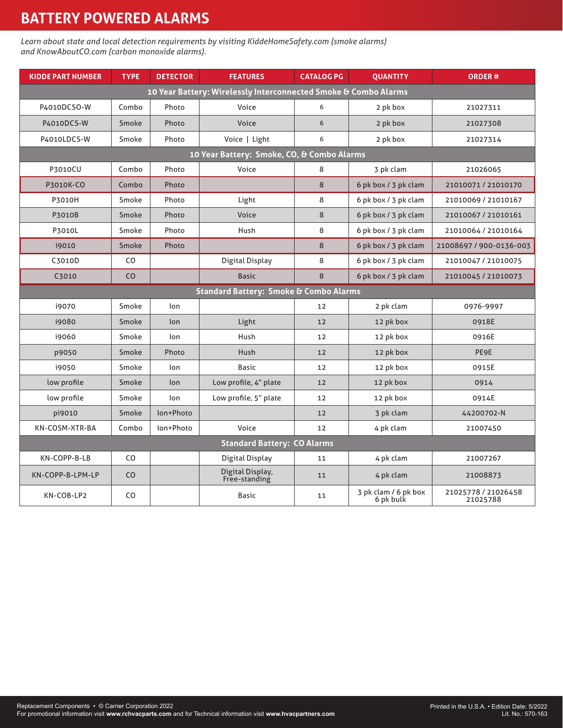# BATTERY POWERED ALARMS

*Learn about state and local detection requirements by visiting KiddeHomeSafety.com (smoke alarms) and KnowAboutCO.com (carbon monoxide alarms).*

| KIDDE PART NUMBER | TYPE | DETECTOR | FEATURES | CATALOG PG | QUANTITY | ORDER # |
|---|---|---|---|---|---|---|
| **10 Year Battery: Wirelessly Interconnected Smoke & Combo Alarms** | | | | | | |
| P4010DCSO-W | Combo | Photo | Voice | 6 | 2 pk box | 21027311 |
| P4010DCS-W | Smoke | Photo | Voice | 6 | 2 pk box | 21027308 |
| P4010LDCS-W | Smoke | Photo | Voice \| Light | 6 | 2 pk box | 21027314 |
| **10 Year Battery: Smoke, CO, & Combo Alarms** | | | | | | |
| P3010CU | Combo | Photo | Voice | 8 | 3 pk clam | 21026065 |
| P3010K-CO | Combo | Photo | | 8 | 6 pk box / 3 pk clam | 21010071 / 21010170 |
| P3010H | Smoke | Photo | Light | 8 | 6 pk box / 3 pk clam | 21010069 / 21010167 |
| P3010B | Smoke | Photo | Voice | 8 | 6 pk box / 3 pk clam | 21010067 / 21010161 |
| P3010L | Smoke | Photo | Hush | 8 | 6 pk box / 3 pk clam | 21010064 / 21010164 |
| i9010 | Smoke | Photo | | 8 | 6 pk box / 3 pk clam | 21008697 / 900-0136-003 |
| C3010D | CO | | Digital Display | 8 | 6 pk box / 3 pk clam | 21010047 / 21010075 |
| C3010 | CO | | Basic | 8 | 6 pk box / 3 pk clam | 21010045 / 21010073 |
| **Standard Battery: Smoke & Combo Alarms** | | | | | | |
| i9070 | Smoke | Ion | | 12 | 2 pk clam | 0976-9997 |
| i9080 | Smoke | Ion | Light | 12 | 12 pk box | 0918E |
| i9060 | Smoke | Ion | Hush | 12 | 12 pk box | 0916E |
| p9050 | Smoke | Photo | Hush | 12 | 12 pk box | PE9E |
| i9050 | Smoke | Ion | Basic | 12 | 12 pk box | 0915E |
| low profile | Smoke | Ion | Low profile, 4" plate | 12 | 12 pk box | 0914 |
| low profile | Smoke | Ion | Low profile, 5" plate | 12 | 12 pk box | 0914E |
| pi9010 | Smoke | Ion+Photo | | 12 | 3 pk clam | 44200702-N |
| KN-COSM-XTR-BA | Combo | Ion+Photo | Voice | 12 | 4 pk clam | 21007450 |
| **Standard Battery: CO Alarms** | | | | | | |
| KN-COPP-B-LB | CO | | Digital Display | 11 | 4 pk clam | 21007267 |
| KN-COPP-B-LPM-LP | CO | | Digital Display, Free-standing | 11 | 4 pk clam | 21008873 |
| KN-COB-LP2 | CO | | Basic | 11 | 3 pk clam / 6 pk box 6 pk bulk | 21025778 / 21026458 21025788 |

Replacement Components • © Carrier Corporation 2022
For promotional information visit **www.rchvacparts.com** and for Technical information visit **www.hvacpartners.com**

Printed in the U.S.A. • Edition Date: 5/2022
Lit. No.: 570-163